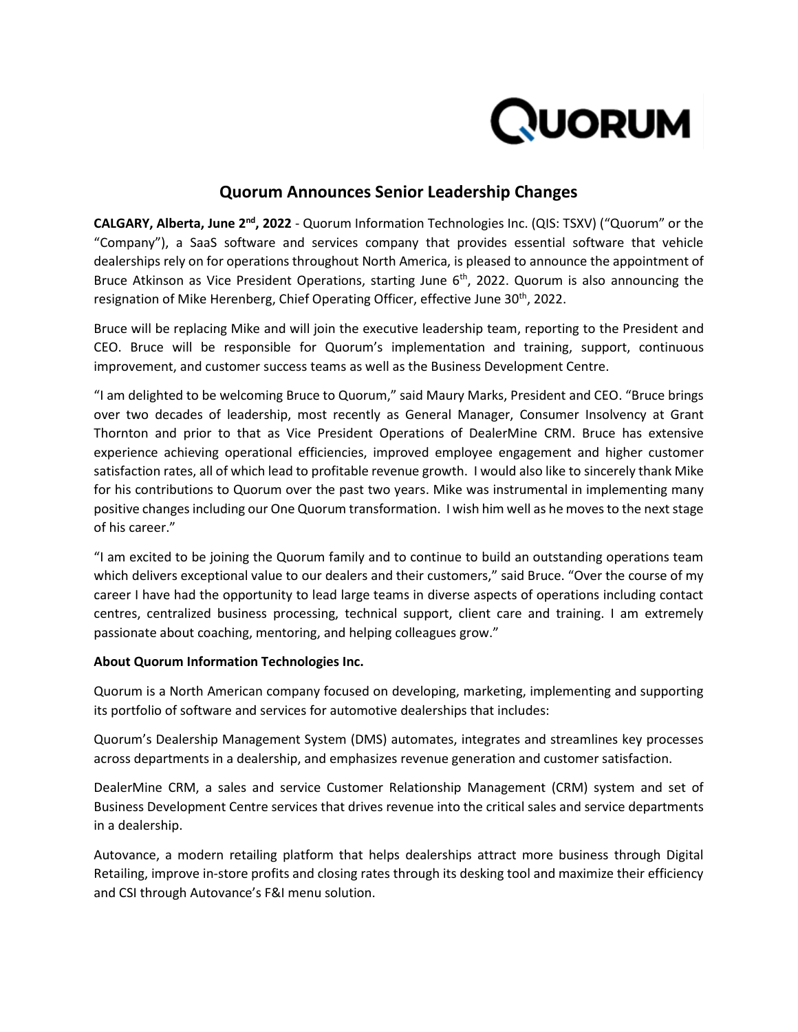# Quorum Announces Senior Leadership Changes

**CALGARY, Alberta, June 2nd, 2022** - Quorum Information Technologies Inc. (QIS: TSXV) ("Quorum" or the "Company"), a SaaS software and services company that provides essential software that vehicle dealerships rely on for operations throughout North America, is pleased to announce the appointment of Bruce Atkinson as Vice President Operations, starting June 6th, 2022. Quorum is also announcing the resignation of Mike Herenberg, Chief Operating Officer, effective June 30th, 2022.

Bruce will be replacing Mike and will join the executive leadership team, reporting to the President and CEO. Bruce will be responsible for Quorum's implementation and training, support, continuous improvement, and customer success teams as well as the Business Development Centre.

"I am delighted to be welcoming Bruce to Quorum," said Maury Marks, President and CEO. "Bruce brings over two decades of leadership, most recently as General Manager, Consumer Insolvency at Grant Thornton and prior to that as Vice President Operations of DealerMine CRM. Bruce has extensive experience achieving operational efficiencies, improved employee engagement and higher customer satisfaction rates, all of which lead to profitable revenue growth. I would also like to sincerely thank Mike for his contributions to Quorum over the past two years. Mike was instrumental in implementing many positive changes including our One Quorum transformation. I wish him well as he moves to the next stage of his career."

"I am excited to be joining the Quorum family and to continue to build an outstanding operations team which delivers exceptional value to our dealers and their customers," said Bruce. "Over the course of my career I have had the opportunity to lead large teams in diverse aspects of operations including contact centres, centralized business processing, technical support, client care and training. I am extremely passionate about coaching, mentoring, and helping colleagues grow."

**About Quorum Information Technologies Inc.**

Quorum is a North American company focused on developing, marketing, implementing and supporting its portfolio of software and services for automotive dealerships that includes:

Quorum's Dealership Management System (DMS) automates, integrates and streamlines key processes across departments in a dealership, and emphasizes revenue generation and customer satisfaction.

DealerMine CRM, a sales and service Customer Relationship Management (CRM) system and set of Business Development Centre services that drives revenue into the critical sales and service departments in a dealership.

Autovance, a modern retailing platform that helps dealerships attract more business through Digital Retailing, improve in-store profits and closing rates through its desking tool and maximize their efficiency and CSI through Autovance's F&I menu solution.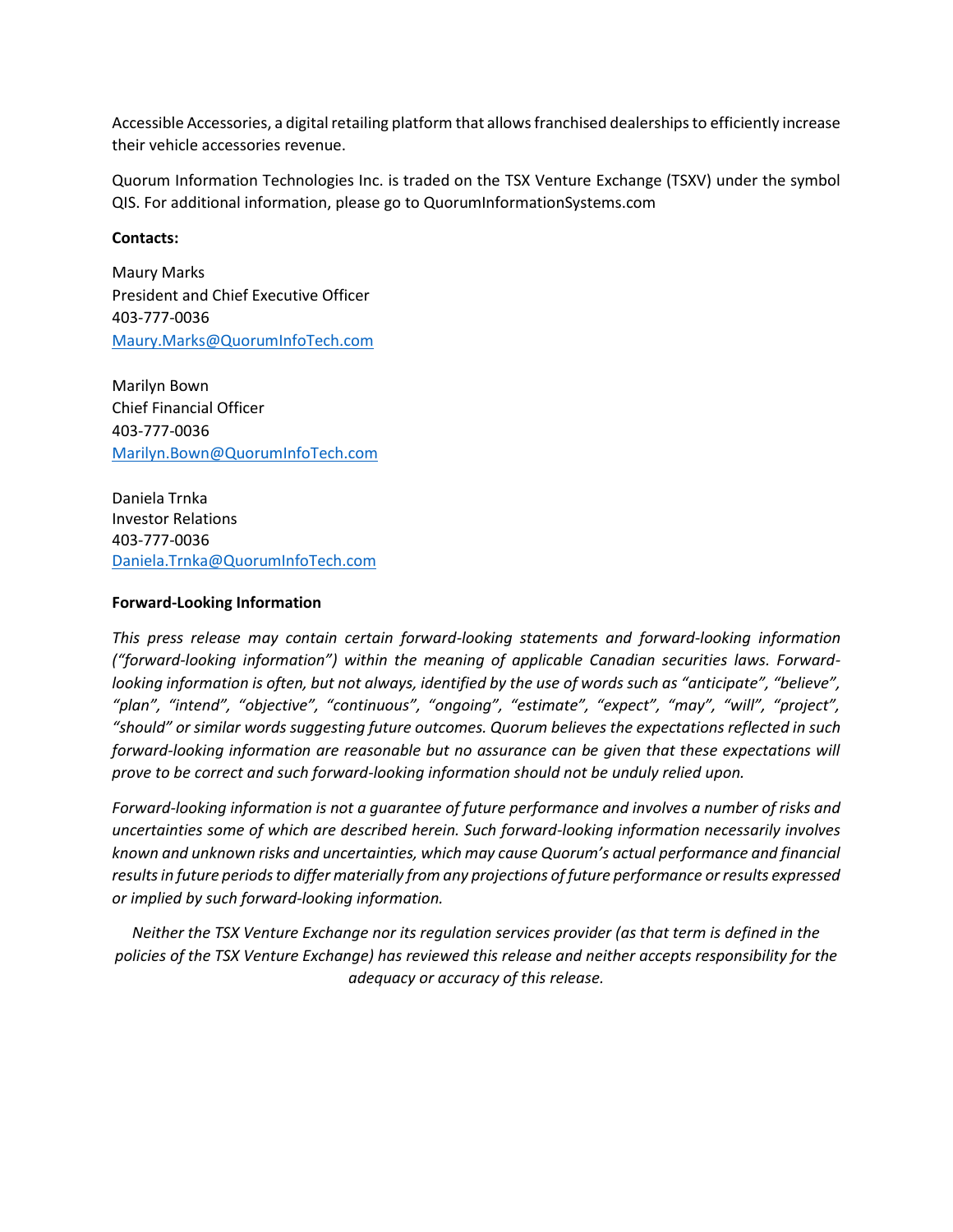Accessible Accessories, a digital retailing platform that allows franchised dealerships to efficiently increase their vehicle accessories revenue.

Quorum Information Technologies Inc. is traded on the TSX Venture Exchange (TSXV) under the symbol QIS. For additional information, please go to QuorumInformationSystems.com

**Contacts:**

Maury Marks
President and Chief Executive Officer
403-777-0036
Maury.Marks@QuorumInfoTech.com

Marilyn Bown
Chief Financial Officer
403-777-0036
Marilyn.Bown@QuorumInfoTech.com

Daniela Trnka
Investor Relations
403-777-0036
Daniela.Trnka@QuorumInfoTech.com

**Forward-Looking Information**

*This press release may contain certain forward-looking statements and forward-looking information ("forward-looking information") within the meaning of applicable Canadian securities laws. Forward-looking information is often, but not always, identified by the use of words such as "anticipate", "believe", "plan", "intend", "objective", "continuous", "ongoing", "estimate", "expect", "may", "will", "project", "should" or similar words suggesting future outcomes. Quorum believes the expectations reflected in such forward-looking information are reasonable but no assurance can be given that these expectations will prove to be correct and such forward-looking information should not be unduly relied upon.*

*Forward-looking information is not a guarantee of future performance and involves a number of risks and uncertainties some of which are described herein. Such forward-looking information necessarily involves known and unknown risks and uncertainties, which may cause Quorum's actual performance and financial results in future periods to differ materially from any projections of future performance or results expressed or implied by such forward-looking information.*

*Neither the TSX Venture Exchange nor its regulation services provider (as that term is defined in the policies of the TSX Venture Exchange) has reviewed this release and neither accepts responsibility for the adequacy or accuracy of this release.*